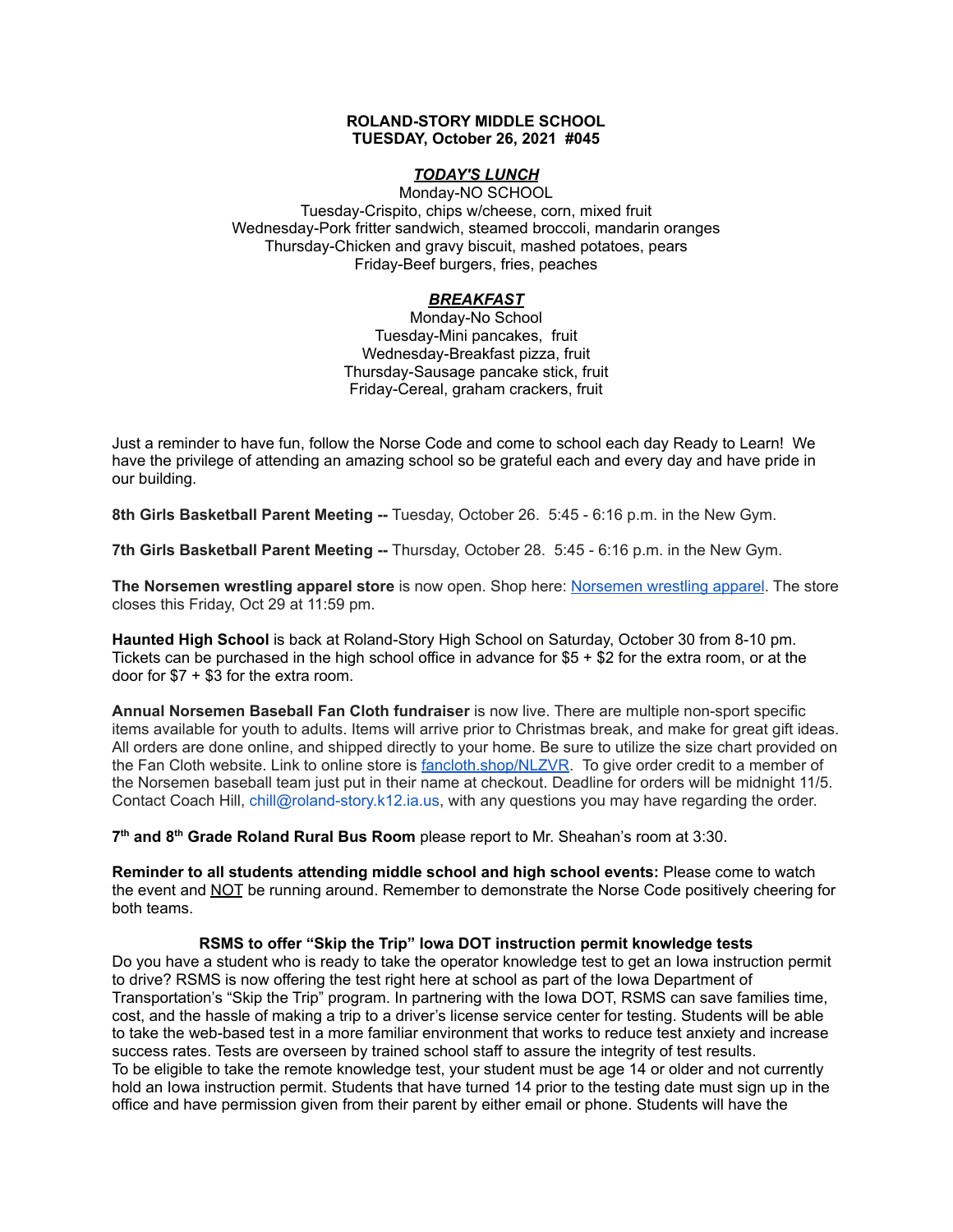**ROLAND-STORY MIDDLE SCHOOL**
**TUESDAY, October 26, 2021 #045**

***TODAY'S LUNCH***

Monday-NO SCHOOL
Tuesday-Crispito, chips w/cheese, corn, mixed fruit
Wednesday-Pork fritter sandwich, steamed broccoli, mandarin oranges
Thursday-Chicken and gravy biscuit, mashed potatoes, pears
Friday-Beef burgers, fries, peaches

***BREAKFAST***

Monday-No School
Tuesday-Mini pancakes, fruit
Wednesday-Breakfast pizza, fruit
Thursday-Sausage pancake stick, fruit
Friday-Cereal, graham crackers, fruit

Just a reminder to have fun, follow the Norse Code and come to school each day Ready to Learn! We have the privilege of attending an amazing school so be grateful each and every day and have pride in our building.

**8th Girls Basketball Parent Meeting --** Tuesday, October 26. 5:45 - 6:16 p.m. in the New Gym.

**7th Girls Basketball Parent Meeting --** Thursday, October 28. 5:45 - 6:16 p.m. in the New Gym.

**The Norsemen wrestling apparel store** is now open. Shop here: Norsemen wrestling apparel. The store closes this Friday, Oct 29 at 11:59 pm.

**Haunted High School** is back at Roland-Story High School on Saturday, October 30 from 8-10 pm. Tickets can be purchased in the high school office in advance for $5 + $2 for the extra room, or at the door for $7 + $3 for the extra room.

**Annual Norsemen Baseball Fan Cloth fundraiser** is now live. There are multiple non-sport specific items available for youth to adults. Items will arrive prior to Christmas break, and make for great gift ideas. All orders are done online, and shipped directly to your home. Be sure to utilize the size chart provided on the Fan Cloth website. Link to online store is fancloth.shop/NLZVR. To give order credit to a member of the Norsemen baseball team just put in their name at checkout. Deadline for orders will be midnight 11/5. Contact Coach Hill, chill@roland-story.k12.ia.us, with any questions you may have regarding the order.

**7th and 8th Grade Roland Rural Bus Room** please report to Mr. Sheahan's room at 3:30.

**Reminder to all students attending middle school and high school events:** Please come to watch the event and NOT be running around. Remember to demonstrate the Norse Code positively cheering for both teams.

**RSMS to offer "Skip the Trip" Iowa DOT instruction permit knowledge tests**

Do you have a student who is ready to take the operator knowledge test to get an Iowa instruction permit to drive? RSMS is now offering the test right here at school as part of the Iowa Department of Transportation's "Skip the Trip" program. In partnering with the Iowa DOT, RSMS can save families time, cost, and the hassle of making a trip to a driver's license service center for testing. Students will be able to take the web-based test in a more familiar environment that works to reduce test anxiety and increase success rates. Tests are overseen by trained school staff to assure the integrity of test results.
To be eligible to take the remote knowledge test, your student must be age 14 or older and not currently hold an Iowa instruction permit. Students that have turned 14 prior to the testing date must sign up in the office and have permission given from their parent by either email or phone. Students will have the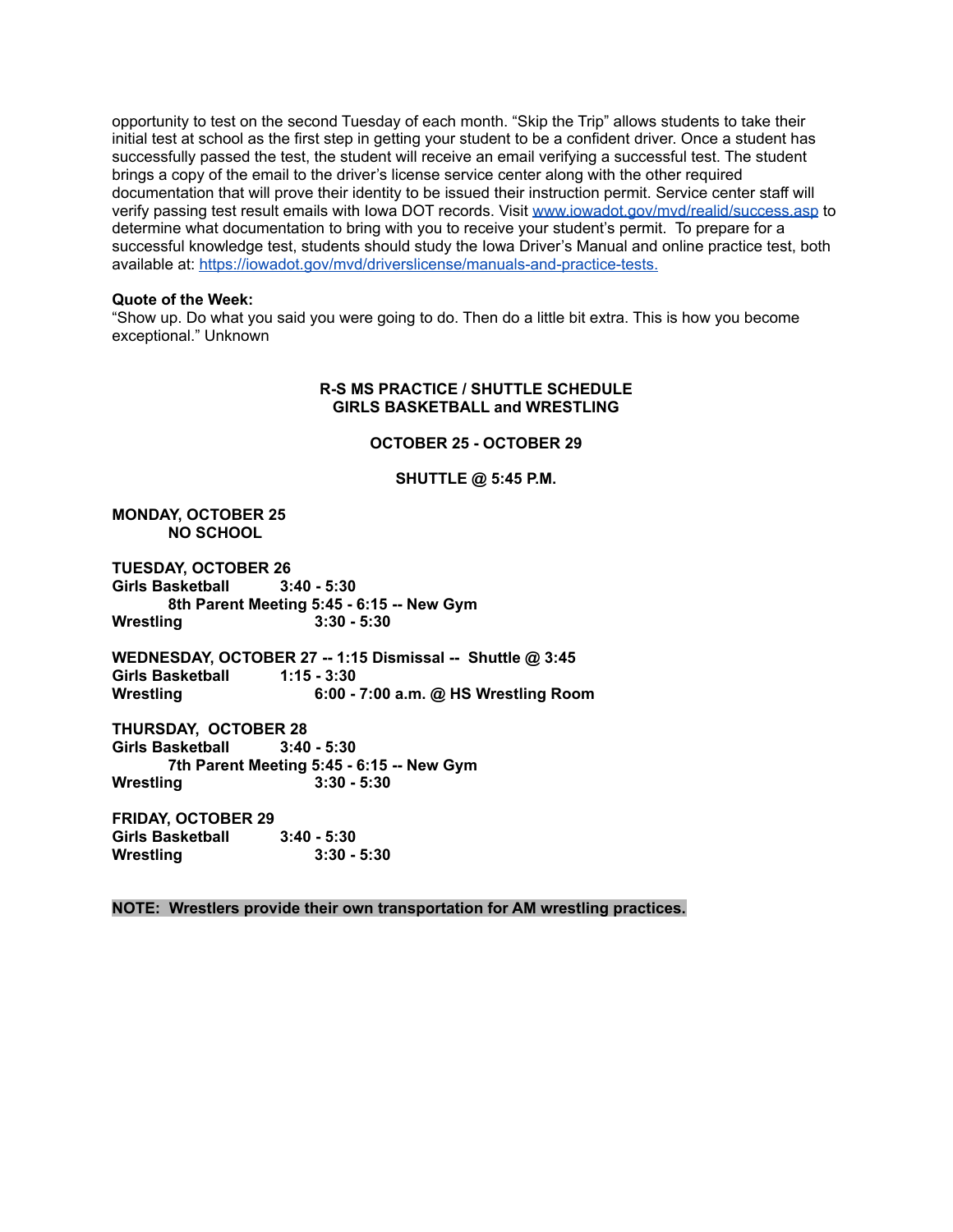opportunity to test on the second Tuesday of each month. “Skip the Trip” allows students to take their initial test at school as the first step in getting your student to be a confident driver. Once a student has successfully passed the test, the student will receive an email verifying a successful test. The student brings a copy of the email to the driver’s license service center along with the other required documentation that will prove their identity to be issued their instruction permit. Service center staff will verify passing test result emails with Iowa DOT records. Visit [www.iowadot.gov/mvd/realid/success.asp](www.iowadot.gov/mvd/realid/success.asp) to determine what documentation to bring with you to receive your student’s permit. To prepare for a successful knowledge test, students should study the Iowa Driver’s Manual and online practice test, both available at: [https://iowadot.gov/mvd/driverslicense/manuals-and-practice-tests.](https://iowadot.gov/mvd/driverslicense/manuals-and-practice-tests.)

**Quote of the Week:**
“Show up. Do what you said you were going to do. Then do a little bit extra. This is how you become exceptional.” Unknown

**R-S MS PRACTICE / SHUTTLE SCHEDULE**
**GIRLS BASKETBALL and WRESTLING**

**OCTOBER 25 - OCTOBER 29**

**SHUTTLE @ 5:45 P.M.**

**MONDAY, OCTOBER 25**
**NO SCHOOL**

**TUESDAY, OCTOBER 26**
**Girls Basketball 3:40 - 5:30**
**8th Parent Meeting 5:45 - 6:15 -- New Gym**
**Wrestling 3:30 - 5:30**

**WEDNESDAY, OCTOBER 27 -- 1:15 Dismissal -- Shuttle @ 3:45**
**Girls Basketball 1:15 - 3:30**
**Wrestling 6:00 - 7:00 a.m. @ HS Wrestling Room**

**THURSDAY, OCTOBER 28**
**Girls Basketball 3:40 - 5:30**
**7th Parent Meeting 5:45 - 6:15 -- New Gym**
**Wrestling 3:30 - 5:30**

**FRIDAY, OCTOBER 29**
**Girls Basketball 3:40 - 5:30**
**Wrestling 3:30 - 5:30**

**NOTE: Wrestlers provide their own transportation for AM wrestling practices.**